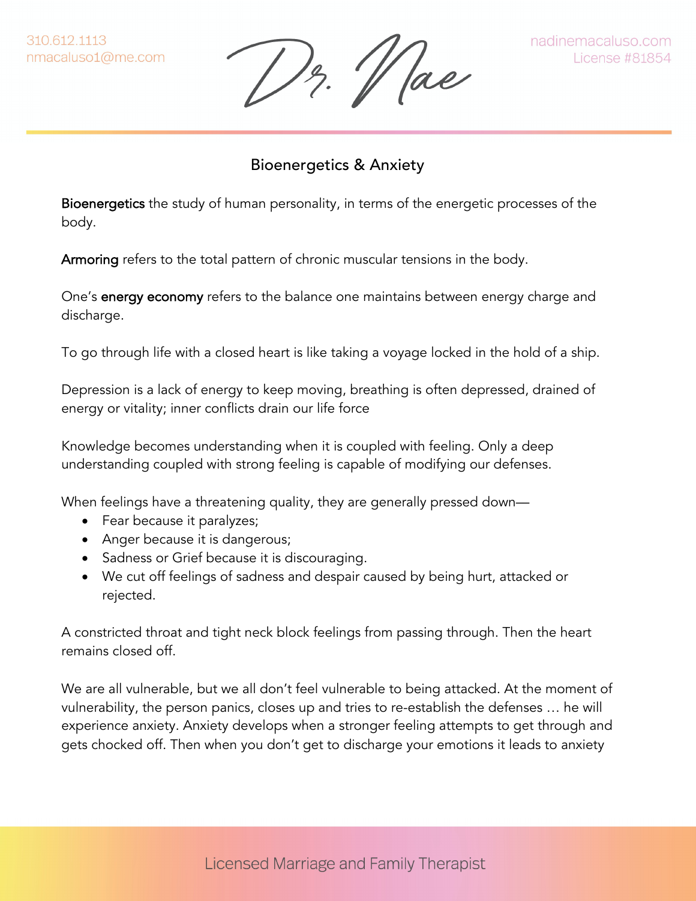# Bioenergetics & Anxiety

**Bioenergetics** the study of human personality, in terms of the energetic processes of the body.

**Armoring** refers to the total pattern of chronic muscular tensions in the body.

One's **energy economy** refers to the balance one maintains between energy charge and discharge.

To go through life with a closed heart is like taking a voyage locked in the hold of a ship.

Depression is a lack of energy to keep moving, breathing is often depressed, drained of energy or vitality; inner conflicts drain our life force

Knowledge becomes understanding when it is coupled with feeling. Only a deep understanding coupled with strong feeling is capable of modifying our defenses.

When feelings have a threatening quality, they are generally pressed down—

- Fear because it paralyzes;
- Anger because it is dangerous;
- Sadness or Grief because it is discouraging.
- We cut off feelings of sadness and despair caused by being hurt, attacked or rejected.

A constricted throat and tight neck block feelings from passing through. Then the heart remains closed off.

We are all vulnerable, but we all don't feel vulnerable to being attacked. At the moment of vulnerability, the person panics, closes up and tries to re-establish the defenses … he will experience anxiety. Anxiety develops when a stronger feeling attempts to get through and gets chocked off. Then when you don't get to discharge your emotions it leads to anxiety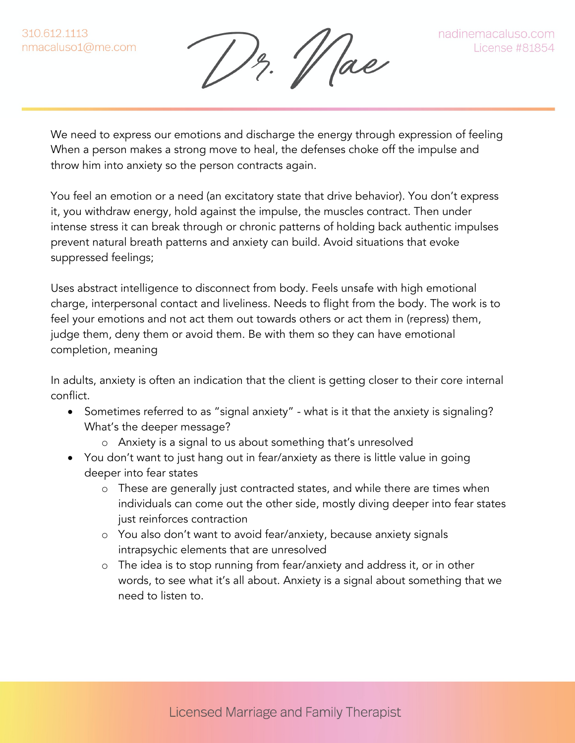We need to express our emotions and discharge the energy through expression of feeling When a person makes a strong move to heal, the defenses choke off the impulse and throw him into anxiety so the person contracts again.

You feel an emotion or a need (an excitatory state that drive behavior). You don't express it, you withdraw energy, hold against the impulse, the muscles contract. Then under intense stress it can break through or chronic patterns of holding back authentic impulses prevent natural breath patterns and anxiety can build. Avoid situations that evoke suppressed feelings;

Uses abstract intelligence to disconnect from body. Feels unsafe with high emotional charge, interpersonal contact and liveliness. Needs to flight from the body. The work is to feel your emotions and not act them out towards others or act them in (repress) them, judge them, deny them or avoid them. Be with them so they can have emotional completion, meaning

In adults, anxiety is often an indication that the client is getting closer to their core internal conflict.

- Sometimes referred to as "signal anxiety" - what is it that the anxiety is signaling? What's the deeper message?
  - Anxiety is a signal to us about something that's unresolved
- You don't want to just hang out in fear/anxiety as there is little value in going deeper into fear states
  - These are generally just contracted states, and while there are times when individuals can come out the other side, mostly diving deeper into fear states just reinforces contraction
  - You also don't want to avoid fear/anxiety, because anxiety signals intrapsychic elements that are unresolved
  - The idea is to stop running from fear/anxiety and address it, or in other words, to see what it's all about. Anxiety is a signal about something that we need to listen to.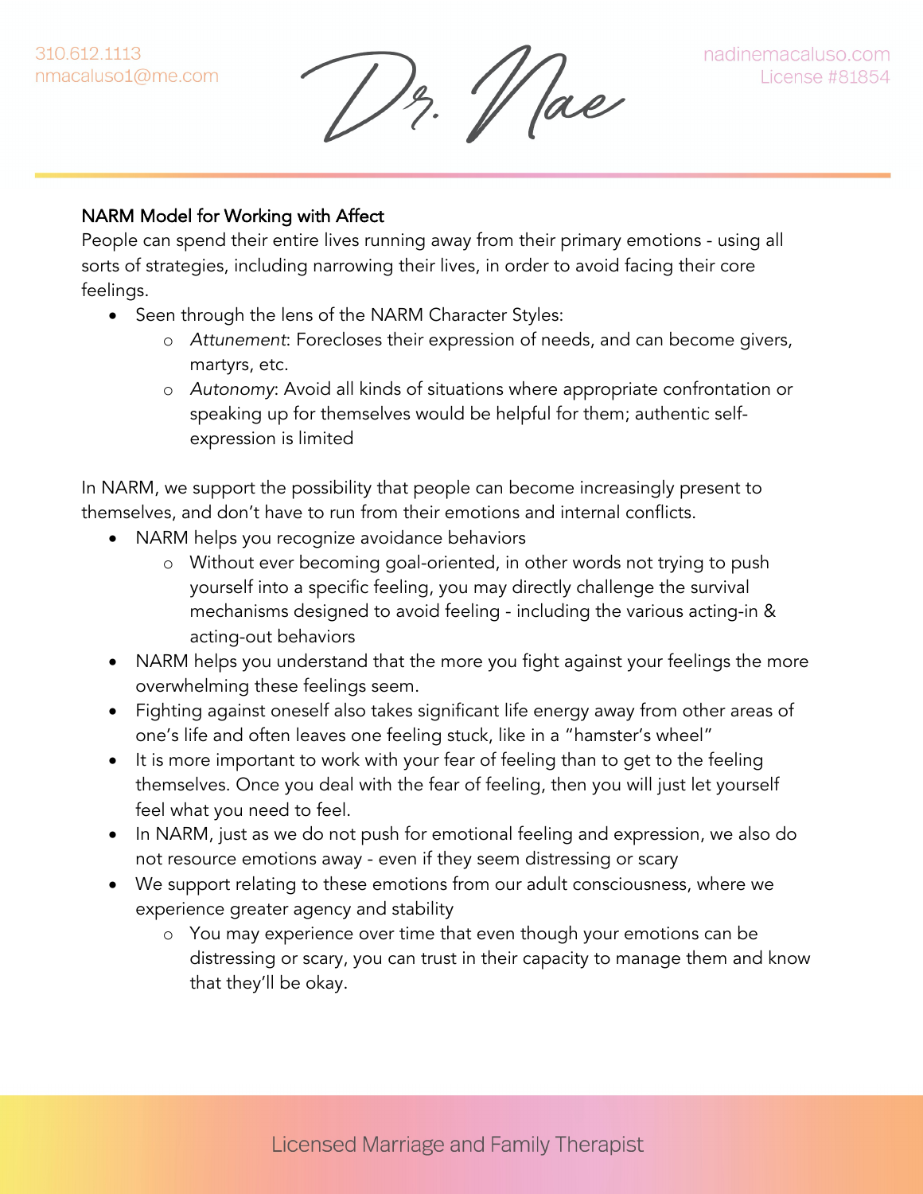## NARM Model for Working with Affect

People can spend their entire lives running away from their primary emotions - using all sorts of strategies, including narrowing their lives, in order to avoid facing their core feelings.

- Seen through the lens of the NARM Character Styles:
    - *Attunement*: Forecloses their expression of needs, and can become givers, martyrs, etc.
    - *Autonomy*: Avoid all kinds of situations where appropriate confrontation or speaking up for themselves would be helpful for them; authentic self-expression is limited

In NARM, we support the possibility that people can become increasingly present to themselves, and don't have to run from their emotions and internal conflicts.

- NARM helps you recognize avoidance behaviors
    - Without ever becoming goal-oriented, in other words not trying to push yourself into a specific feeling, you may directly challenge the survival mechanisms designed to avoid feeling - including the various acting-in & acting-out behaviors
- NARM helps you understand that the more you fight against your feelings the more overwhelming these feelings seem.
- Fighting against oneself also takes significant life energy away from other areas of one's life and often leaves one feeling stuck, like in a "hamster's wheel"
- It is more important to work with your fear of feeling than to get to the feeling themselves. Once you deal with the fear of feeling, then you will just let yourself feel what you need to feel.
- In NARM, just as we do not push for emotional feeling and expression, we also do not resource emotions away - even if they seem distressing or scary
- We support relating to these emotions from our adult consciousness, where we experience greater agency and stability
    - You may experience over time that even though your emotions can be distressing or scary, you can trust in their capacity to manage them and know that they'll be okay.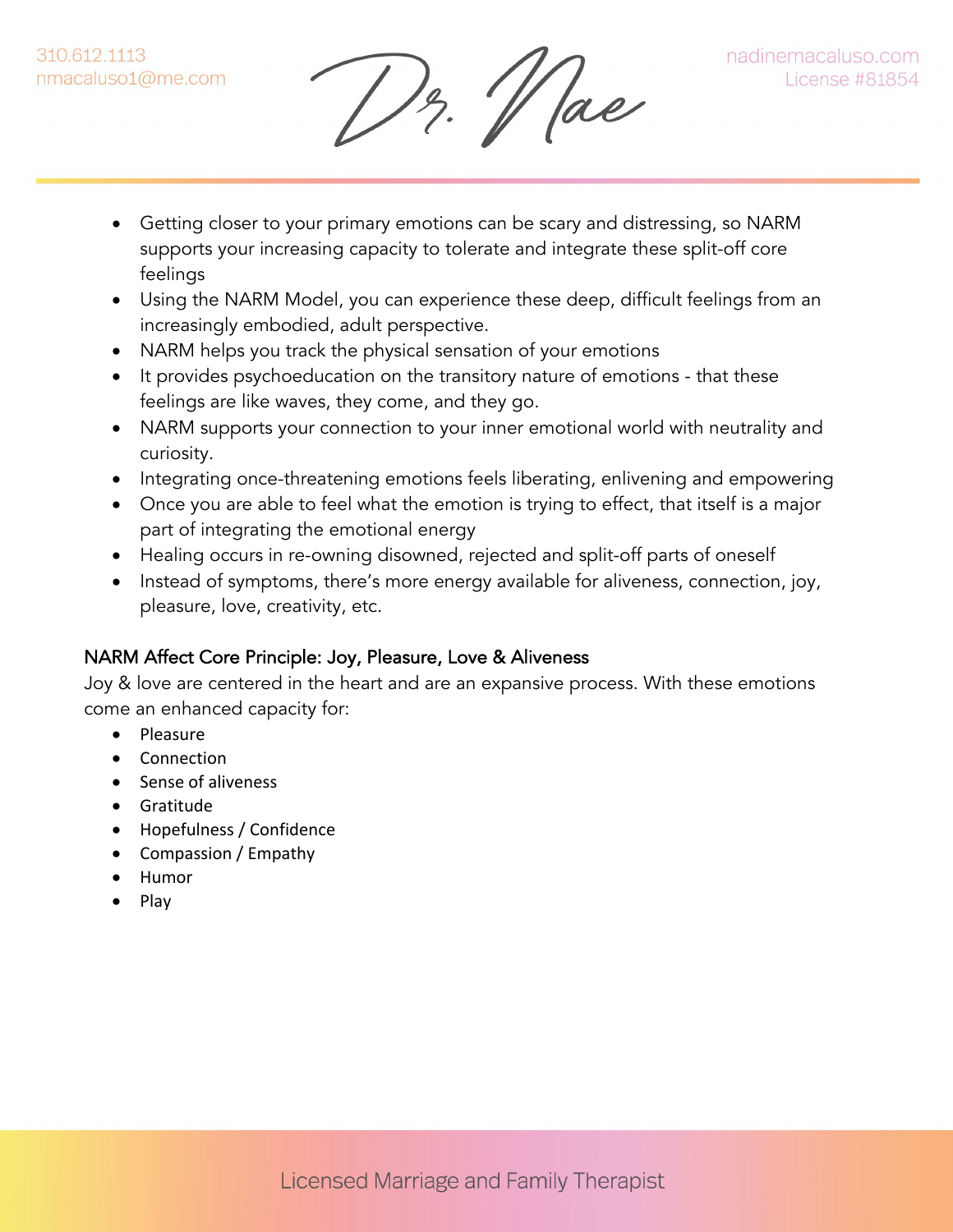- Getting closer to your primary emotions can be scary and distressing, so NARM supports your increasing capacity to tolerate and integrate these split-off core feelings
- Using the NARM Model, you can experience these deep, difficult feelings from an increasingly embodied, adult perspective.
- NARM helps you track the physical sensation of your emotions
- It provides psychoeducation on the transitory nature of emotions - that these feelings are like waves, they come, and they go.
- NARM supports your connection to your inner emotional world with neutrality and curiosity.
- Integrating once-threatening emotions feels liberating, enlivening and empowering
- Once you are able to feel what the emotion is trying to effect, that itself is a major part of integrating the emotional energy
- Healing occurs in re-owning disowned, rejected and split-off parts of oneself
- Instead of symptoms, there's more energy available for aliveness, connection, joy, pleasure, love, creativity, etc.

### NARM Affect Core Principle: Joy, Pleasure, Love & Aliveness

Joy & love are centered in the heart and are an expansive process. With these emotions come an enhanced capacity for:

- Pleasure
- Connection
- Sense of aliveness
- Gratitude
- Hopefulness / Confidence
- Compassion / Empathy
- Humor
- Play